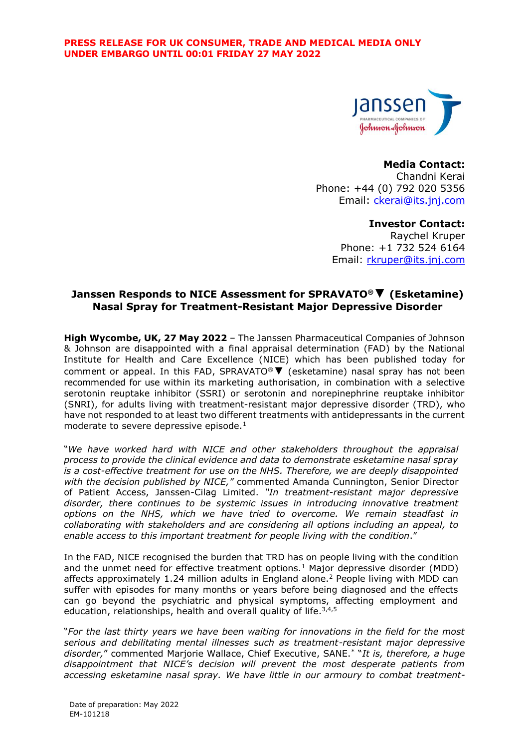**PRESS RELEASE FOR UK CONSUMER, TRADE AND MEDICAL MEDIA ONLY**
**UNDER EMBARGO UNTIL 00:01 FRIDAY 27 MAY 2022**

**Media Contact:**
Chandni Kerai
Phone: +44 (0) 792 020 5356
Email: ckerai@its.jnj.com

**Investor Contact:**
Raychel Kruper
Phone: +1 732 524 6164
Email: rkruper@its.jnj.com

# Janssen Responds to NICE Assessment for SPRAVATO®▼ (Esketamine) Nasal Spray for Treatment-Resistant Major Depressive Disorder

**High Wycombe, UK, 27 May 2022** – The Janssen Pharmaceutical Companies of Johnson & Johnson are disappointed with a final appraisal determination (FAD) by the National Institute for Health and Care Excellence (NICE) which has been published today for comment or appeal. In this FAD, SPRAVATO®▼ (esketamine) nasal spray has not been recommended for use within its marketing authorisation, in combination with a selective serotonin reuptake inhibitor (SSRI) or serotonin and norepinephrine reuptake inhibitor (SNRI), for adults living with treatment-resistant major depressive disorder (TRD), who have not responded to at least two different treatments with antidepressants in the current moderate to severe depressive episode.[1]

"*We have worked hard with NICE and other stakeholders throughout the appraisal process to provide the clinical evidence and data to demonstrate esketamine nasal spray is a cost-effective treatment for use on the NHS. Therefore, we are deeply disappointed with the decision published by NICE,*" commented Amanda Cunnington, Senior Director of Patient Access, Janssen-Cilag Limited. *"In treatment-resistant major depressive disorder, there continues to be systemic issues in introducing innovative treatment options on the NHS, which we have tried to overcome. We remain steadfast in collaborating with stakeholders and are considering all options including an appeal, to enable access to this important treatment for people living with the condition*."

In the FAD, NICE recognised the burden that TRD has on people living with the condition and the unmet need for effective treatment options.[1] Major depressive disorder (MDD) affects approximately 1.24 million adults in England alone.[2] People living with MDD can suffer with episodes for many months or years before being diagnosed and the effects can go beyond the psychiatric and physical symptoms, affecting employment and education, relationships, health and overall quality of life.[3,4,5]

"*For the last thirty years we have been waiting for innovations in the field for the most serious and debilitating mental illnesses such as treatment-resistant major depressive disorder,*" commented Marjorie Wallace, Chief Executive, SANE.* "*It is, therefore, a huge disappointment that NICE's decision will prevent the most desperate patients from accessing esketamine nasal spray. We have little in our armoury to combat treatment-*

Date of preparation: May 2022
EM-101218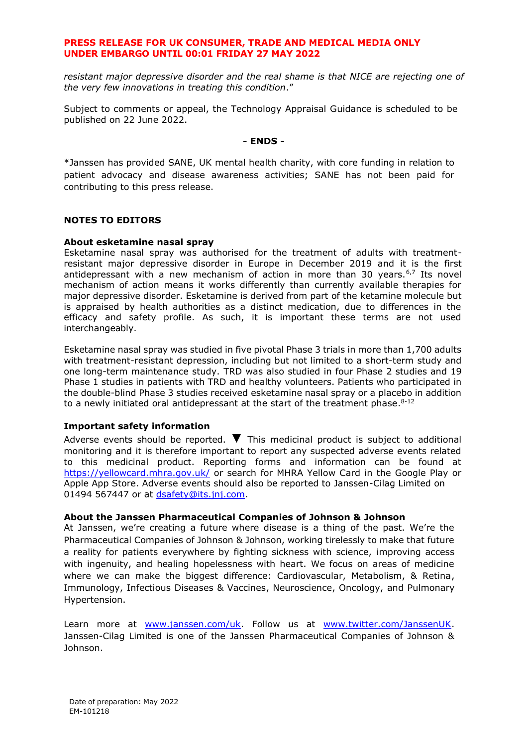**PRESS RELEASE FOR UK CONSUMER, TRADE AND MEDICAL MEDIA ONLY**
**UNDER EMBARGO UNTIL 00:01 FRIDAY 27 MAY 2022**

*resistant major depressive disorder and the real shame is that NICE are rejecting one of the very few innovations in treating this condition*."

Subject to comments or appeal, the Technology Appraisal Guidance is scheduled to be published on 22 June 2022.

**- ENDS -**

*Janssen has provided SANE, UK mental health charity, with core funding in relation to patient advocacy and disease awareness activities; SANE has not been paid for contributing to this press release.

## NOTES TO EDITORS

### About esketamine nasal spray

Esketamine nasal spray was authorised for the treatment of adults with treatment-resistant major depressive disorder in Europe in December 2019 and it is the first antidepressant with a new mechanism of action in more than 30 years.[6,7] Its novel mechanism of action means it works differently than currently available therapies for major depressive disorder. Esketamine is derived from part of the ketamine molecule but is appraised by health authorities as a distinct medication, due to differences in the efficacy and safety profile. As such, it is important these terms are not used interchangeably.

Esketamine nasal spray was studied in five pivotal Phase 3 trials in more than 1,700 adults with treatment-resistant depression, including but not limited to a short-term study and one long-term maintenance study. TRD was also studied in four Phase 2 studies and 19 Phase 1 studies in patients with TRD and healthy volunteers. Patients who participated in the double-blind Phase 3 studies received esketamine nasal spray or a placebo in addition to a newly initiated oral antidepressant at the start of the treatment phase.[8-12]

### Important safety information

Adverse events should be reported. ▼ This medicinal product is subject to additional monitoring and it is therefore important to report any suspected adverse events related to this medicinal product. Reporting forms and information can be found at https://yellowcard.mhra.gov.uk/ or search for MHRA Yellow Card in the Google Play or Apple App Store. Adverse events should also be reported to Janssen-Cilag Limited on 01494 567447 or at dsafety@its.jnj.com.

### About the Janssen Pharmaceutical Companies of Johnson & Johnson

At Janssen, we're creating a future where disease is a thing of the past. We're the Pharmaceutical Companies of Johnson & Johnson, working tirelessly to make that future a reality for patients everywhere by fighting sickness with science, improving access with ingenuity, and healing hopelessness with heart. We focus on areas of medicine where we can make the biggest difference: Cardiovascular, Metabolism, & Retina, Immunology, Infectious Diseases & Vaccines, Neuroscience, Oncology, and Pulmonary Hypertension.

Learn more at www.janssen.com/uk. Follow us at www.twitter.com/JanssenUK. Janssen-Cilag Limited is one of the Janssen Pharmaceutical Companies of Johnson & Johnson.

Date of preparation: May 2022
EM-101218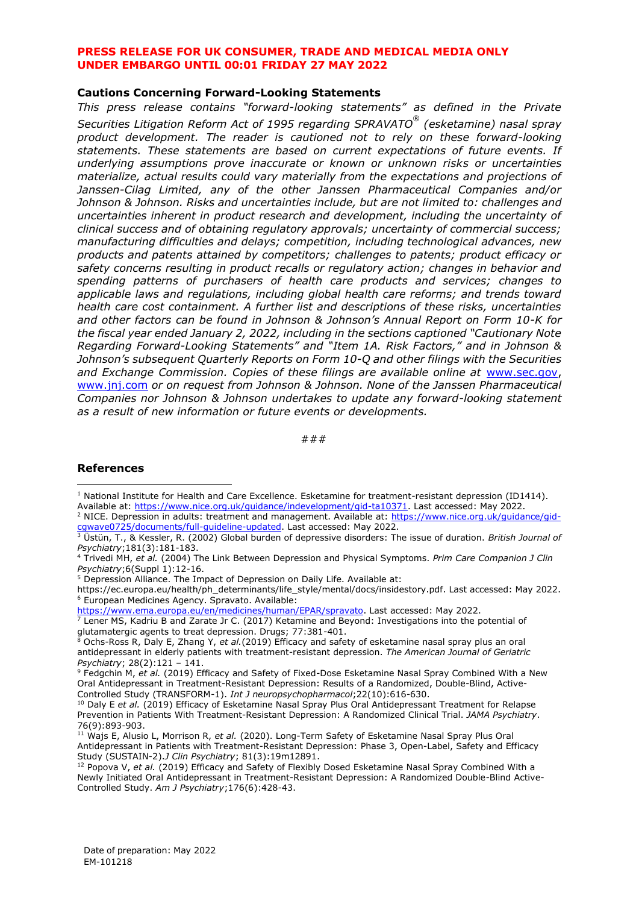**PRESS RELEASE FOR UK CONSUMER, TRADE AND MEDICAL MEDIA ONLY**
**UNDER EMBARGO UNTIL 00:01 FRIDAY 27 MAY 2022**

## Cautions Concerning Forward-Looking Statements

*This press release contains "forward-looking statements" as defined in the Private Securities Litigation Reform Act of 1995 regarding SPRAVATO® (esketamine) nasal spray product development. The reader is cautioned not to rely on these forward-looking statements. These statements are based on current expectations of future events. If underlying assumptions prove inaccurate or known or unknown risks or uncertainties materialize, actual results could vary materially from the expectations and projections of Janssen-Cilag Limited, any of the other Janssen Pharmaceutical Companies and/or Johnson & Johnson. Risks and uncertainties include, but are not limited to: challenges and uncertainties inherent in product research and development, including the uncertainty of clinical success and of obtaining regulatory approvals; uncertainty of commercial success; manufacturing difficulties and delays; competition, including technological advances, new products and patents attained by competitors; challenges to patents; product efficacy or safety concerns resulting in product recalls or regulatory action; changes in behavior and spending patterns of purchasers of health care products and services; changes to applicable laws and regulations, including global health care reforms; and trends toward health care cost containment. A further list and descriptions of these risks, uncertainties and other factors can be found in Johnson & Johnson's Annual Report on Form 10-K for the fiscal year ended January 2, 2022, including in the sections captioned "Cautionary Note Regarding Forward-Looking Statements" and "Item 1A. Risk Factors," and in Johnson & Johnson's subsequent Quarterly Reports on Form 10-Q and other filings with the Securities and Exchange Commission. Copies of these filings are available online at* www.sec.gov, www.jnj.com *or on request from Johnson & Johnson. None of the Janssen Pharmaceutical Companies nor Johnson & Johnson undertakes to update any forward-looking statement as a result of new information or future events or developments.*

###

## References

[1] National Institute for Health and Care Excellence. Esketamine for treatment-resistant depression (ID1414). Available at: https://www.nice.org.uk/guidance/indevelopment/gid-ta10371. Last accessed: May 2022.
[2] NICE. Depression in adults: treatment and management. Available at: https://www.nice.org.uk/guidance/gid-cgwave0725/documents/full-guideline-updated. Last accessed: May 2022.
[3] Üstün, T., & Kessler, R. (2002) Global burden of depressive disorders: The issue of duration. *British Journal of Psychiatry*;181(3):181-183.
[4] Trivedi MH, *et al.* (2004) The Link Between Depression and Physical Symptoms. *Prim Care Companion J Clin Psychiatry*;6(Suppl 1):12-16.
[5] Depression Alliance. The Impact of Depression on Daily Life. Available at: https://ec.europa.eu/health/ph_determinants/life_style/mental/docs/insidestory.pdf. Last accessed: May 2022.
[6] European Medicines Agency. Spravato. Available: https://www.ema.europa.eu/en/medicines/human/EPAR/spravato. Last accessed: May 2022.
[7] Lener MS, Kadriu B and Zarate Jr C. (2017) Ketamine and Beyond: Investigations into the potential of glutamatergic agents to treat depression. Drugs; 77:381-401.
[8] Ochs-Ross R, Daly E, Zhang Y, *et al.*(2019) Efficacy and safety of esketamine nasal spray plus an oral antidepressant in elderly patients with treatment-resistant depression. *The American Journal of Geriatric Psychiatry*; 28(2):121 – 141.
[9] Fedgchin M, *et al.* (2019) Efficacy and Safety of Fixed-Dose Esketamine Nasal Spray Combined With a New Oral Antidepressant in Treatment-Resistant Depression: Results of a Randomized, Double-Blind, Active-Controlled Study (TRANSFORM-1). *Int J neuropsychopharmacol*;22(10):616-630.
[10] Daly E *et al.* (2019) Efficacy of Esketamine Nasal Spray Plus Oral Antidepressant Treatment for Relapse Prevention in Patients With Treatment-Resistant Depression: A Randomized Clinical Trial. *JAMA Psychiatry*. 76(9):893-903.
[11] Wajs E, Alusio L, Morrison R, *et al.* (2020). Long-Term Safety of Esketamine Nasal Spray Plus Oral Antidepressant in Patients with Treatment-Resistant Depression: Phase 3, Open-Label, Safety and Efficacy Study (SUSTAIN-2).*J Clin Psychiatry*; 81(3):19m12891.
[12] Popova V, *et al.* (2019) Efficacy and Safety of Flexibly Dosed Esketamine Nasal Spray Combined With a Newly Initiated Oral Antidepressant in Treatment-Resistant Depression: A Randomized Double-Blind Active-Controlled Study. *Am J Psychiatry*;176(6):428-43.

Date of preparation: May 2022
EM-101218